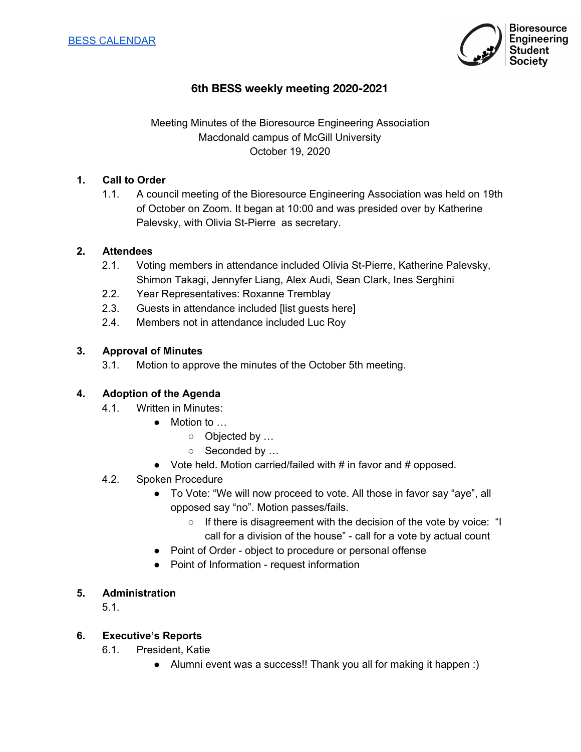[BESS CALENDAR]

Bioresource Engineering Student Society

# 6th BESS weekly meeting 2020-2021

Meeting Minutes of the Bioresource Engineering Association
Macdonald campus of McGill University
October 19, 2020

## 1. Call to Order

1.1. A council meeting of the Bioresource Engineering Association was held on 19th of October on Zoom. It began at 10:00 and was presided over by Katherine Palevsky, with Olivia St-Pierre as secretary.

## 2. Attendees

2.1. Voting members in attendance included Olivia St-Pierre, Katherine Palevsky, Shimon Takagi, Jennyfer Liang, Alex Audi, Sean Clark, Ines Serghini

2.2. Year Representatives: Roxanne Tremblay

2.3. Guests in attendance included [list guests here]

2.4. Members not in attendance included Luc Roy

## 3. Approval of Minutes

3.1. Motion to approve the minutes of the October 5th meeting.

## 4. Adoption of the Agenda

4.1. Written in Minutes:

- Motion to …
  - Objected by …
  - Seconded by …
- Vote held. Motion carried/failed with # in favor and # opposed.

4.2. Spoken Procedure

- To Vote: "We will now proceed to vote. All those in favor say "aye", all opposed say "no". Motion passes/fails.
  - If there is disagreement with the decision of the vote by voice: "I call for a division of the house" - call for a vote by actual count
- Point of Order - object to procedure or personal offense
- Point of Information - request information

## 5. Administration

5.1.

## 6. Executive's Reports

6.1. President, Katie

- Alumni event was a success!! Thank you all for making it happen :)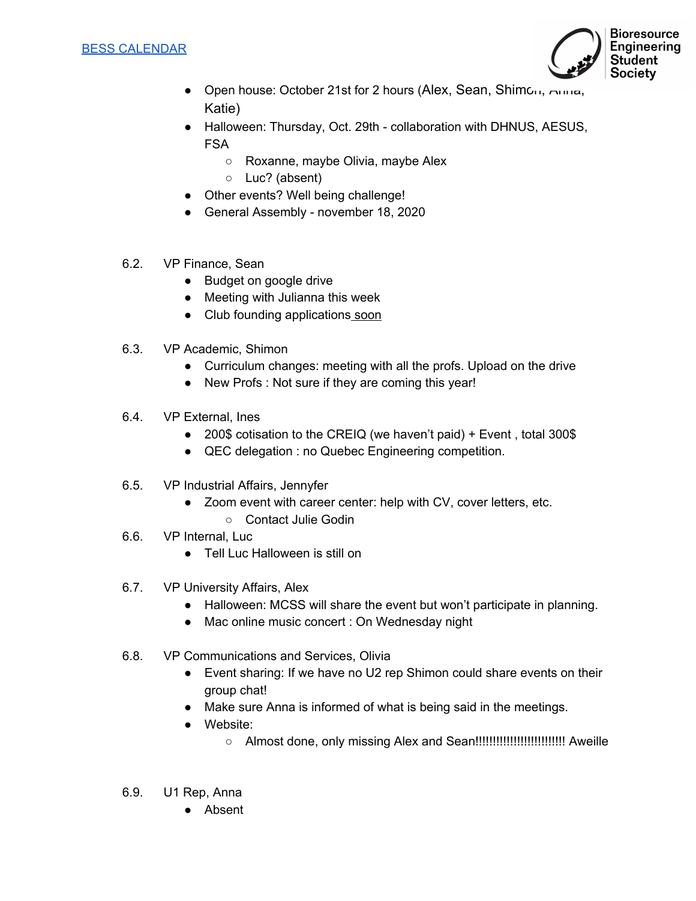[BESS CALENDAR]

- Open house: October 21st for 2 hours (Alex, Sean, Shimon, Anna, Katie)
- Halloween: Thursday, Oct. 29th - collaboration with DHNUS, AESUS, FSA
  - Roxanne, maybe Olivia, maybe Alex
  - Luc? (absent)
- Other events? Well being challenge!
- General Assembly - november 18, 2020

6.2. VP Finance, Sean
- Budget on google drive
- Meeting with Julianna this week
- Club founding applications soon

6.3. VP Academic, Shimon
- Curriculum changes: meeting with all the profs. Upload on the drive
- New Profs : Not sure if they are coming this year!

6.4. VP External, Ines
- 200$ cotisation to the CREIQ (we haven't paid) + Event , total 300$
- QEC delegation : no Quebec Engineering competition.

6.5. VP Industrial Affairs, Jennyfer
- Zoom event with career center: help with CV, cover letters, etc.
  - Contact Julie Godin

6.6. VP Internal, Luc
- Tell Luc Halloween is still on

6.7. VP University Affairs, Alex
- Halloween: MCSS will share the event but won't participate in planning.
- Mac online music concert : On Wednesday night

6.8. VP Communications and Services, Olivia
- Event sharing: If we have no U2 rep Shimon could share events on their group chat!
- Make sure Anna is informed of what is being said in the meetings.
- Website:
  - Almost done, only missing Alex and Sean!!!!!!!!!!!!!!!!!!!!!!!!!! Aweille

6.9. U1 Rep, Anna
- Absent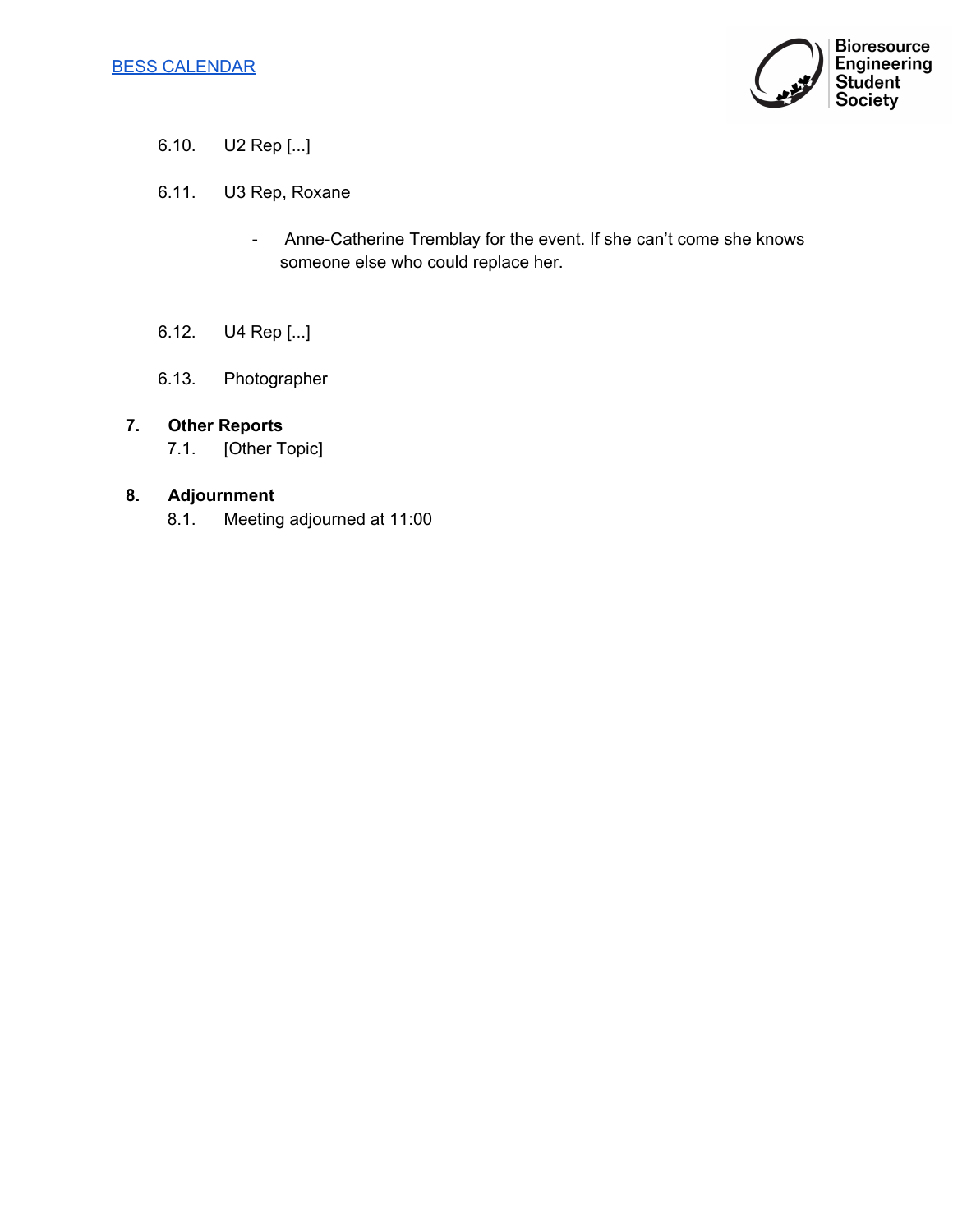6.10. U2 Rep [...]

6.11. U3 Rep, Roxane

- Anne-Catherine Tremblay for the event. If she can't come she knows someone else who could replace her.

6.12. U4 Rep [...]

6.13. Photographer

**7. Other Reports**

7.1. [Other Topic]

**8. Adjournment**

8.1. Meeting adjourned at 11:00